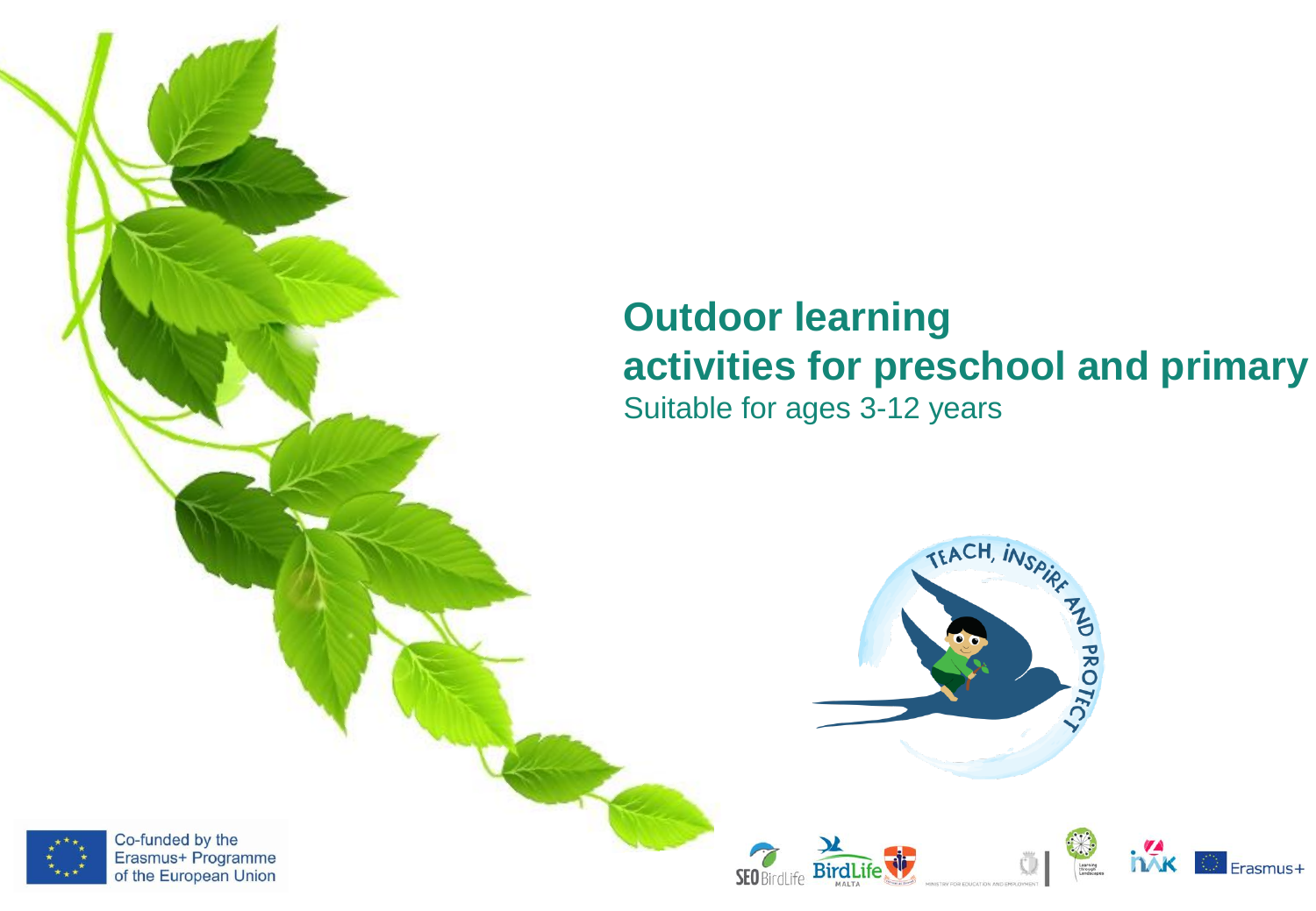# Outdoor learning activities for preschool and primary

Suitable for ages 3-12 years

Co-funded by the Erasmus+ Programme of the European Union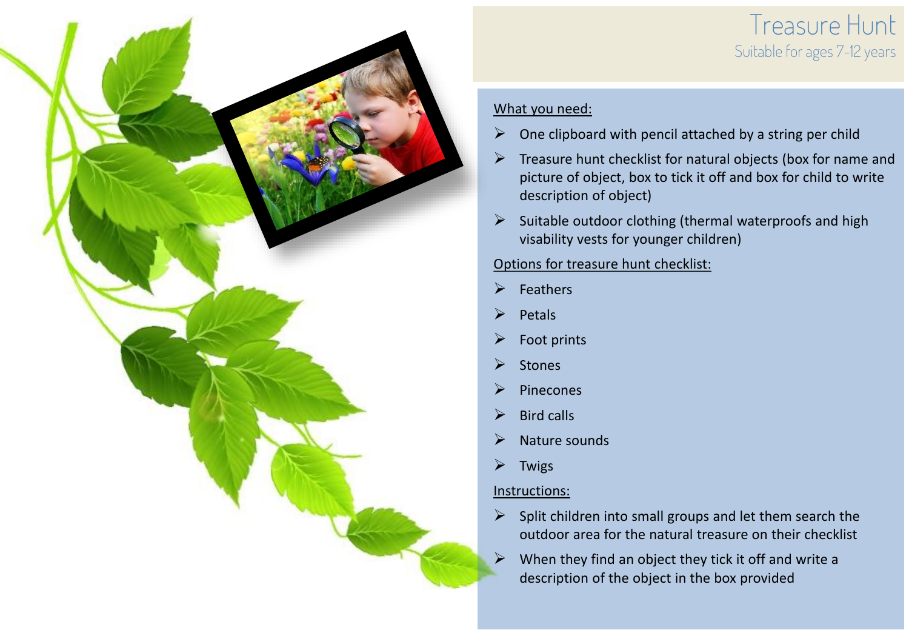# Treasure Hunt

Suitable for ages 7-12 years

What you need:

- One clipboard with pencil attached by a string per child
- Treasure hunt checklist for natural objects (box for name and picture of object, box to tick it off and box for child to write description of object)
- Suitable outdoor clothing (thermal waterproofs and high visability vests for younger children)

Options for treasure hunt checklist:

- Feathers
- Petals
- Foot prints
- Stones
- Pinecones
- Bird calls
- Nature sounds
- Twigs

Instructions:

- Split children into small groups and let them search the outdoor area for the natural treasure on their checklist
- When they find an object they tick it off and write a description of the object in the box provided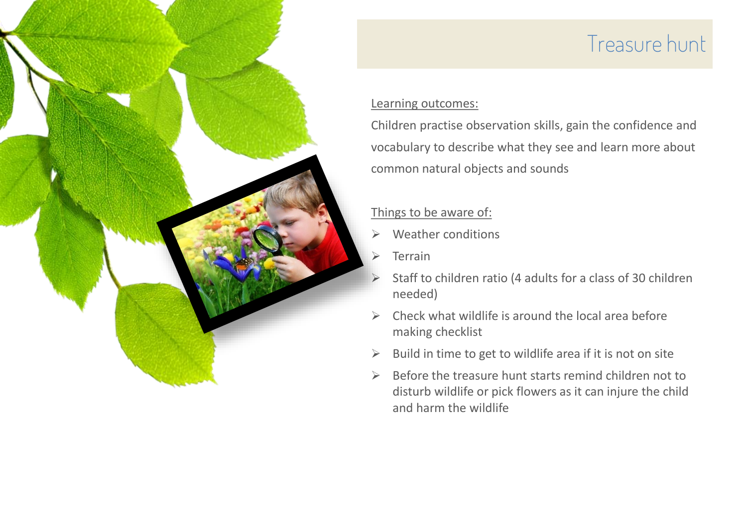# Treasure hunt

Learning outcomes:

Children practise observation skills, gain the confidence and vocabulary to describe what they see and learn more about common natural objects and sounds

Things to be aware of:

- Weather conditions
- Terrain
- Staff to children ratio (4 adults for a class of 30 children needed)
- Check what wildlife is around the local area before making checklist
- Build in time to get to wildlife area if it is not on site
- Before the treasure hunt starts remind children not to disturb wildlife or pick flowers as it can injure the child and harm the wildlife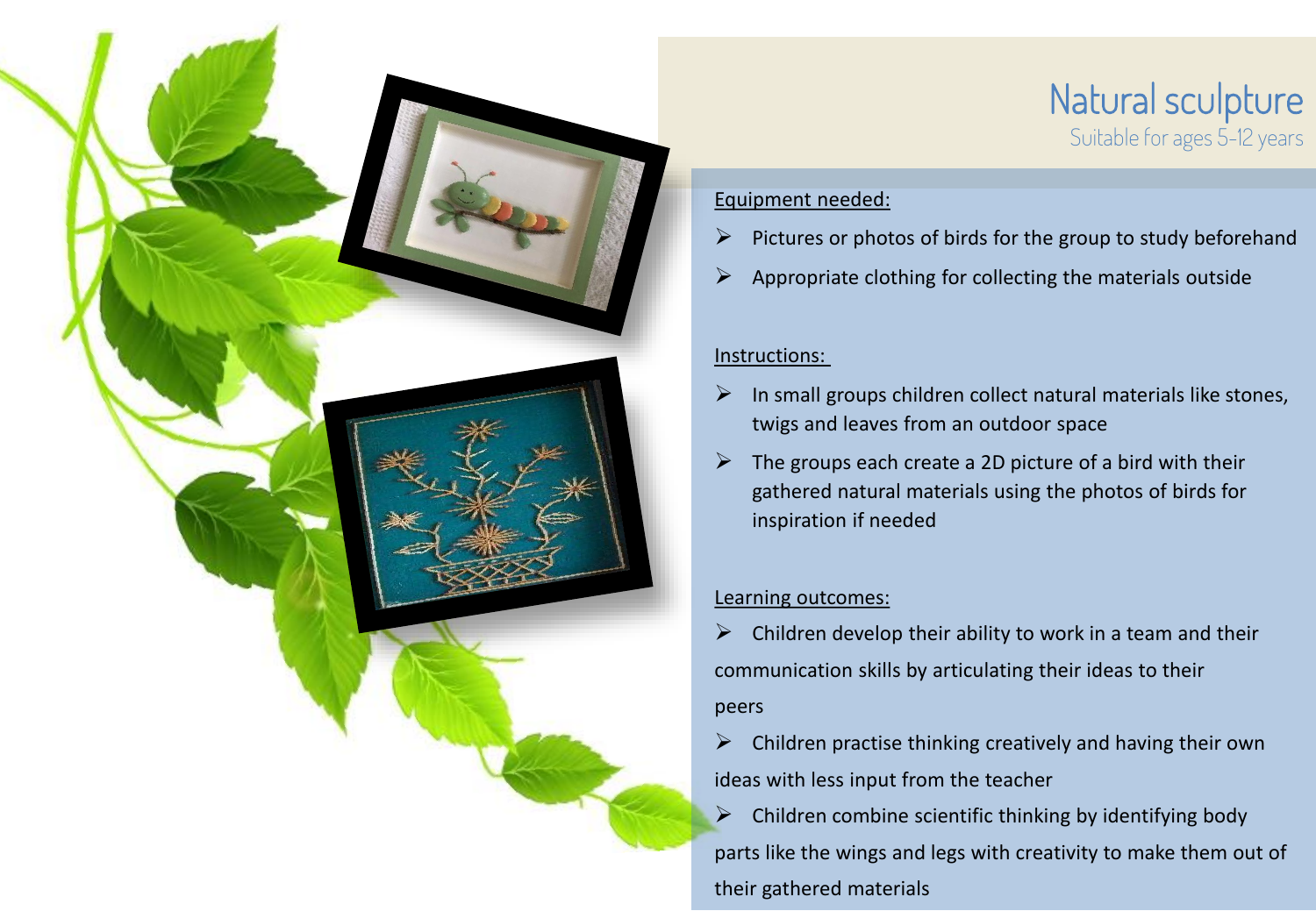# Natural sculpture

Suitable for ages 5-12 years

Equipment needed:

- Pictures or photos of birds for the group to study beforehand
- Appropriate clothing for collecting the materials outside

Instructions:

- In small groups children collect natural materials like stones, twigs and leaves from an outdoor space
- The groups each create a 2D picture of a bird with their gathered natural materials using the photos of birds for inspiration if needed

Learning outcomes:

- Children develop their ability to work in a team and their communication skills by articulating their ideas to their peers
- Children practise thinking creatively and having their own ideas with less input from the teacher
- Children combine scientific thinking by identifying body parts like the wings and legs with creativity to make them out of their gathered materials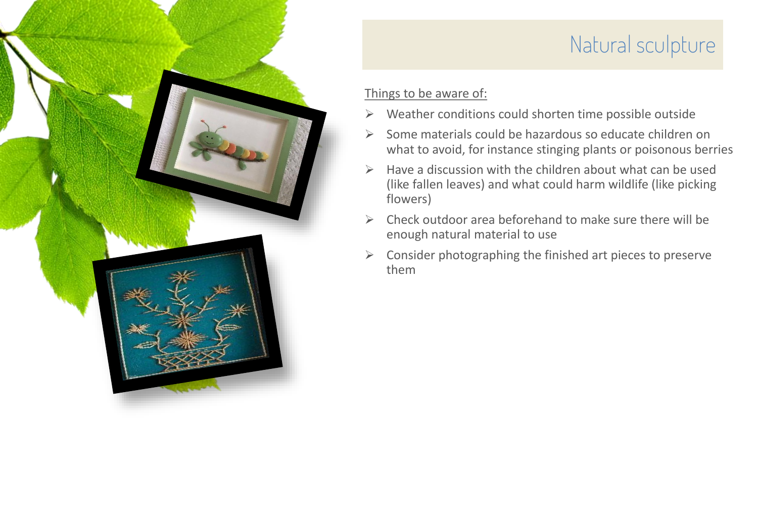# Natural sculpture

Things to be aware of:

- Weather conditions could shorten time possible outside
- Some materials could be hazardous so educate children on what to avoid, for instance stinging plants or poisonous berries
- Have a discussion with the children about what can be used (like fallen leaves) and what could harm wildlife (like picking flowers)
- Check outdoor area beforehand to make sure there will be enough natural material to use
- Consider photographing the finished art pieces to preserve them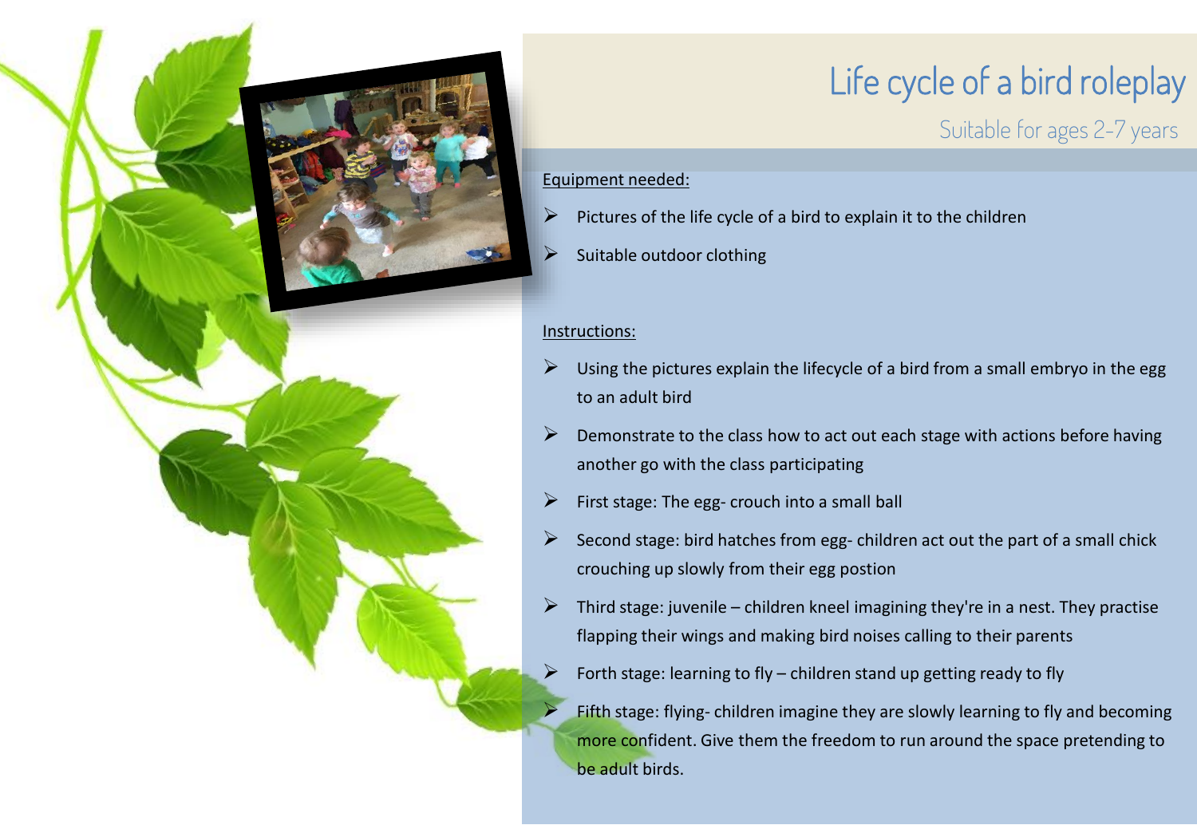# Life cycle of a bird roleplay

## Suitable for ages 2-7 years

Equipment needed:

- Pictures of the life cycle of a bird to explain it to the children
- Suitable outdoor clothing

Instructions:

- Using the pictures explain the lifecycle of a bird from a small embryo in the egg to an adult bird
- Demonstrate to the class how to act out each stage with actions before having another go with the class participating
- First stage: The egg- crouch into a small ball
- Second stage: bird hatches from egg- children act out the part of a small chick crouching up slowly from their egg postion
- Third stage: juvenile – children kneel imagining they're in a nest. They practise flapping their wings and making bird noises calling to their parents
- Forth stage: learning to fly – children stand up getting ready to fly
- Fifth stage: flying- children imagine they are slowly learning to fly and becoming more confident. Give them the freedom to run around the space pretending to be adult birds.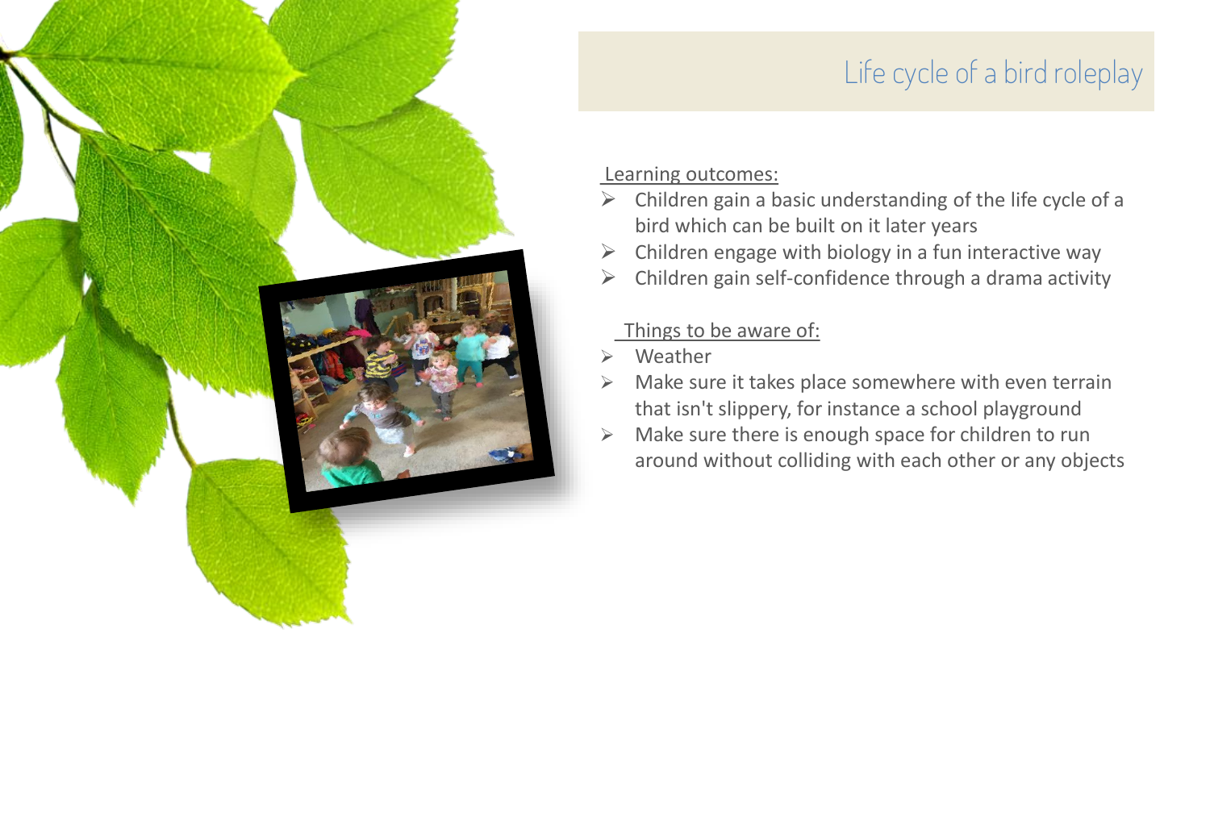# Life cycle of a bird roleplay

Learning outcomes:

- Children gain a basic understanding of the life cycle of a bird which can be built on it later years
- Children engage with biology in a fun interactive way
- Children gain self-confidence through a drama activity

Things to be aware of:

- Weather
- Make sure it takes place somewhere with even terrain that isn't slippery, for instance a school playground
- Make sure there is enough space for children to run around without colliding with each other or any objects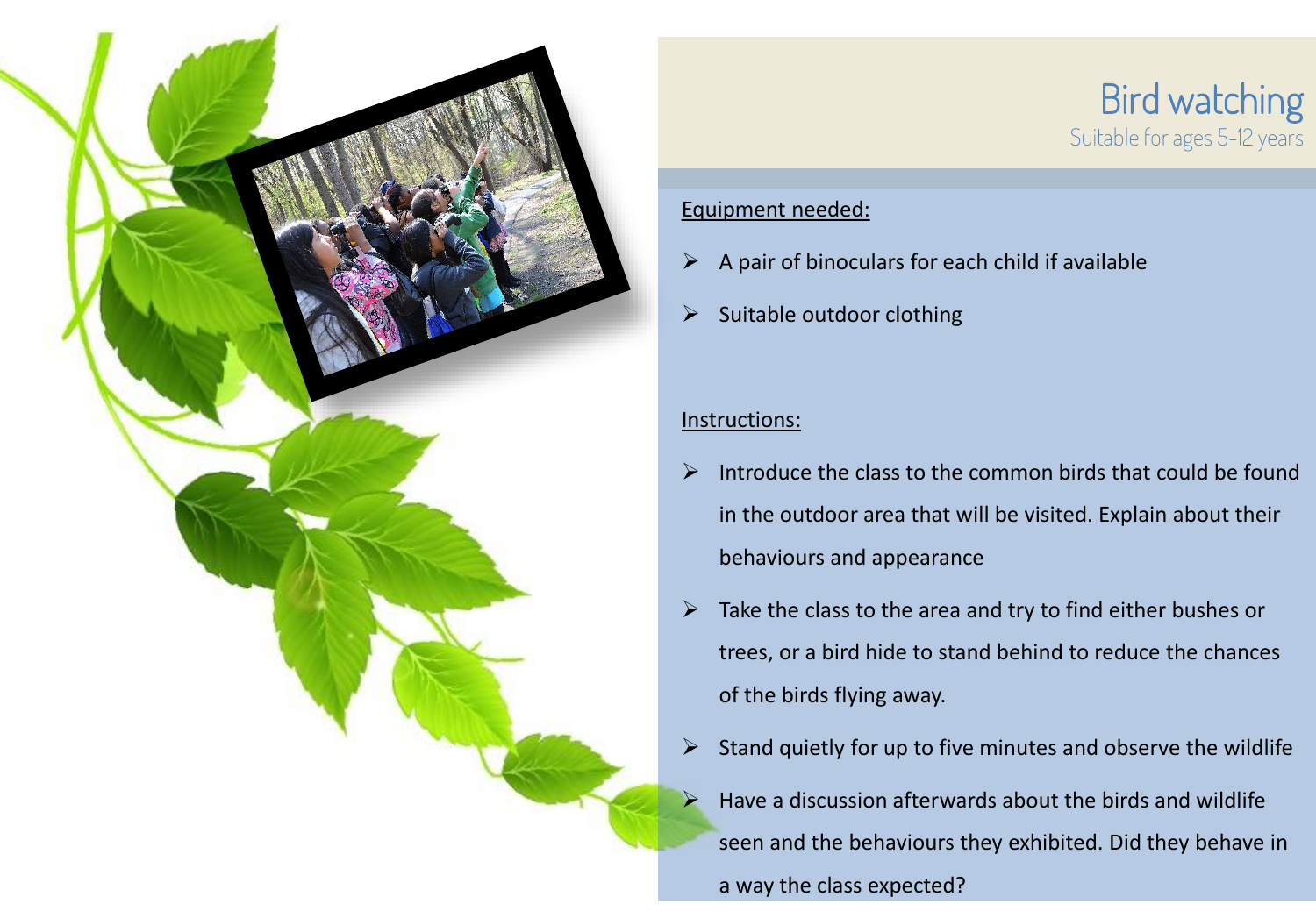# Bird watching

Suitable for ages 5-12 years

Equipment needed:

- A pair of binoculars for each child if available
- Suitable outdoor clothing

Instructions:

- Introduce the class to the common birds that could be found in the outdoor area that will be visited. Explain about their behaviours and appearance
- Take the class to the area and try to find either bushes or trees, or a bird hide to stand behind to reduce the chances of the birds flying away.
- Stand quietly for up to five minutes and observe the wildlife
- Have a discussion afterwards about the birds and wildlife seen and the behaviours they exhibited. Did they behave in a way the class expected?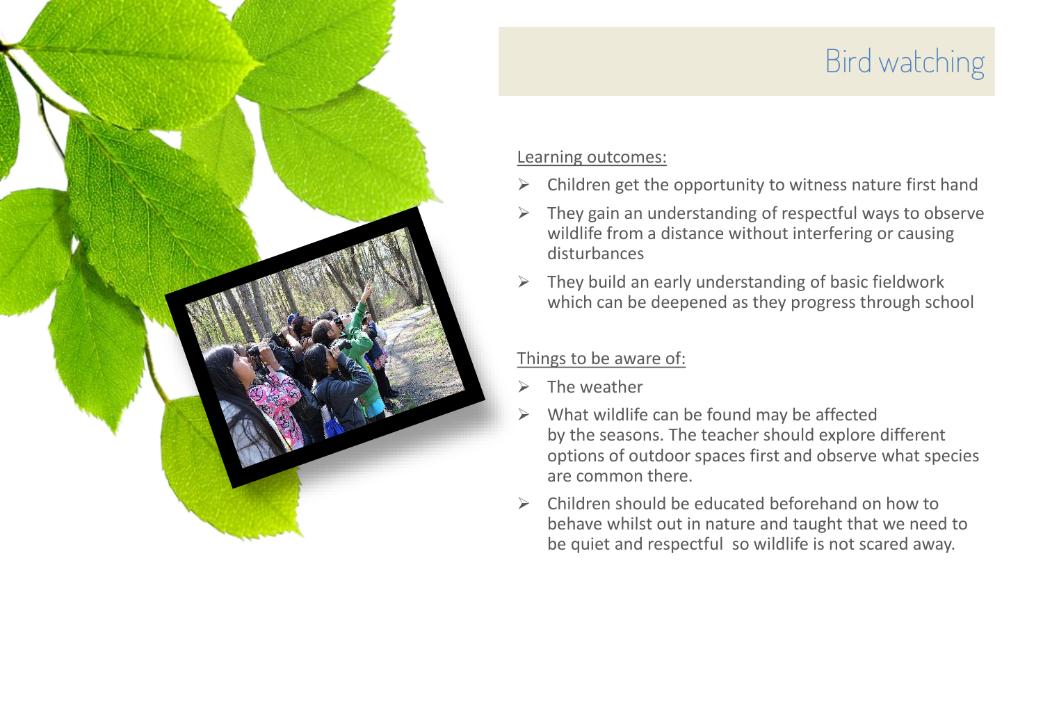# Bird watching

Learning outcomes:

- Children get the opportunity to witness nature first hand
- They gain an understanding of respectful ways to observe wildlife from a distance without interfering or causing disturbances
- They build an early understanding of basic fieldwork which can be deepened as they progress through school

Things to be aware of:

- The weather
- What wildlife can be found may be affected by the seasons. The teacher should explore different options of outdoor spaces first and observe what species are common there.
- Children should be educated beforehand on how to behave whilst out in nature and taught that we need to be quiet and respectful so wildlife is not scared away.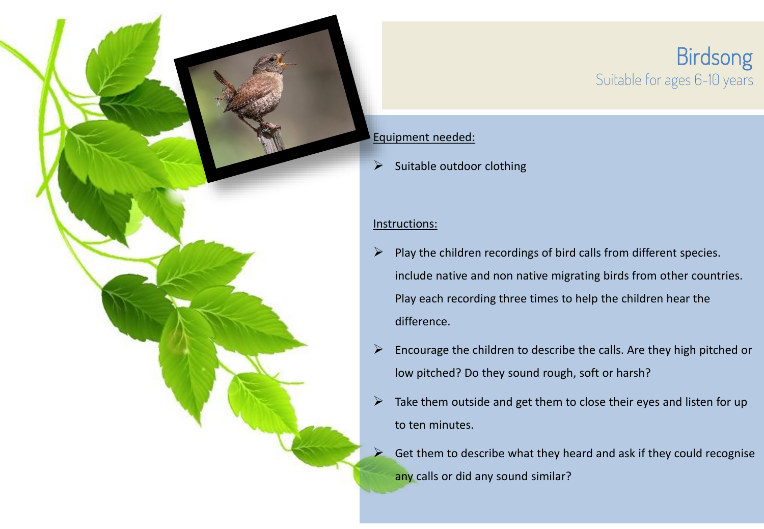# Birdsong

Suitable for ages 6-10 years

Equipment needed:

- Suitable outdoor clothing

Instructions:

- Play the children recordings of bird calls from different species. include native and non native migrating birds from other countries. Play each recording three times to help the children hear the difference.
- Encourage the children to describe the calls. Are they high pitched or low pitched? Do they sound rough, soft or harsh?
- Take them outside and get them to close their eyes and listen for up to ten minutes.
- Get them to describe what they heard and ask if they could recognise any calls or did any sound similar?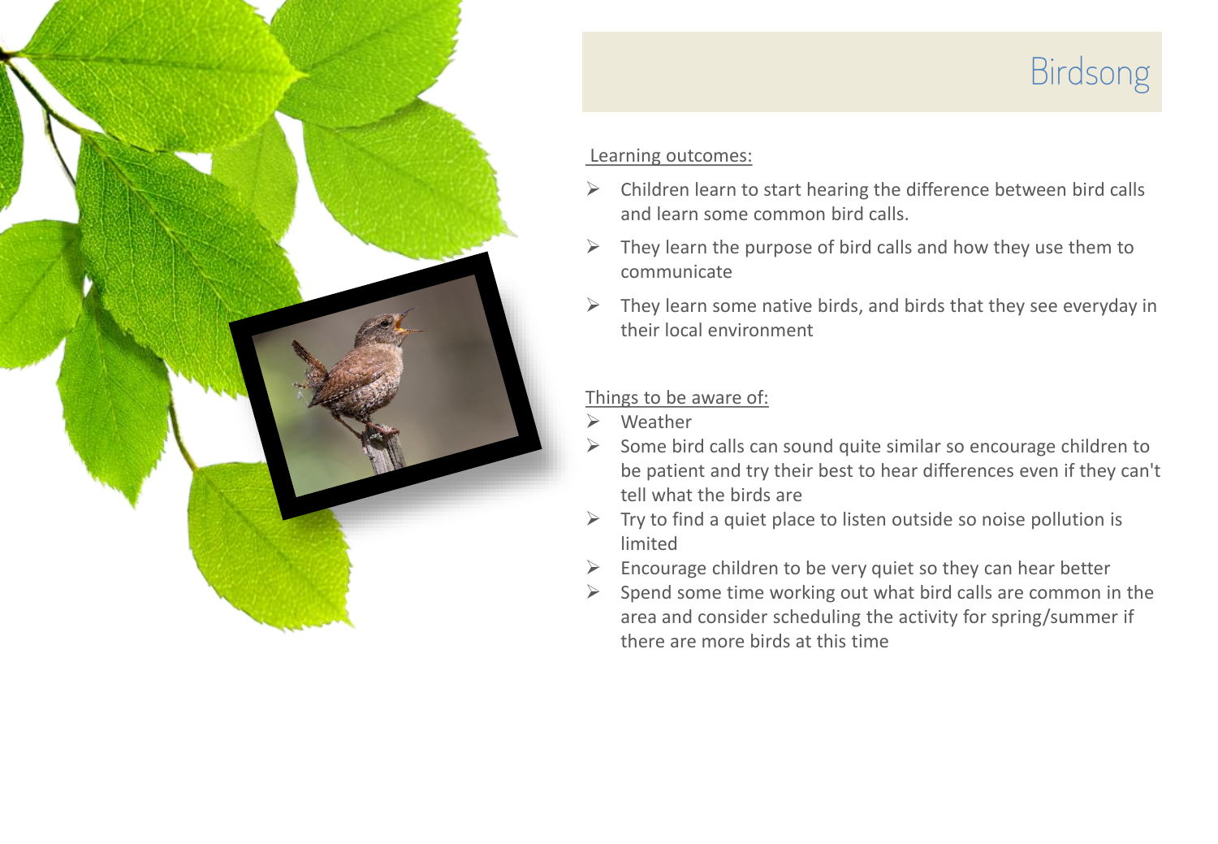# Birdsong

Learning outcomes:

- Children learn to start hearing the difference between bird calls and learn some common bird calls.
- They learn the purpose of bird calls and how they use them to communicate
- They learn some native birds, and birds that they see everyday in their local environment

Things to be aware of:

- Weather
- Some bird calls can sound quite similar so encourage children to be patient and try their best to hear differences even if they can't tell what the birds are
- Try to find a quiet place to listen outside so noise pollution is limited
- Encourage children to be very quiet so they can hear better
- Spend some time working out what bird calls are common in the area and consider scheduling the activity for spring/summer if there are more birds at this time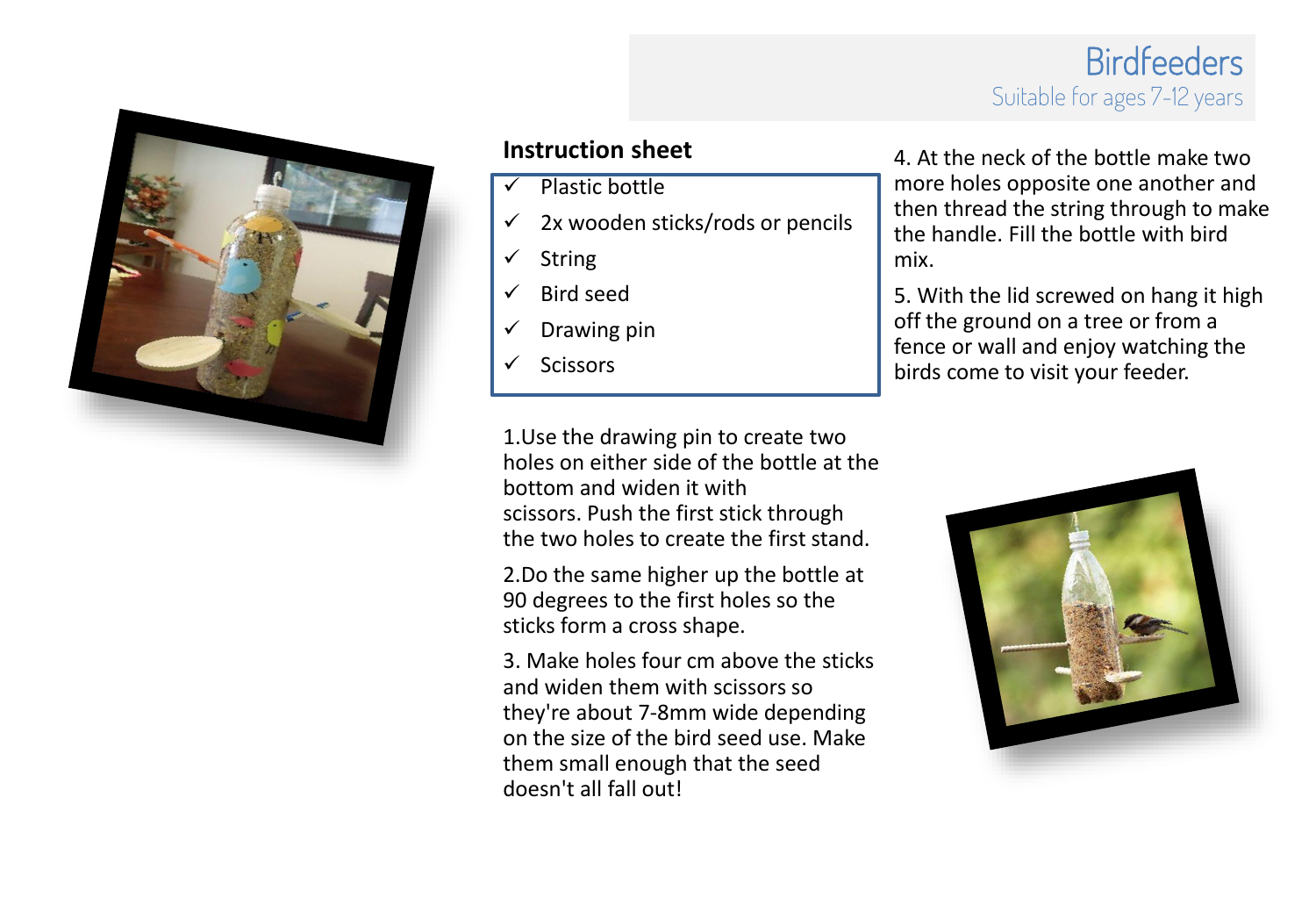# Birdfeeders

Suitable for ages 7-12 years

## Instruction sheet

- ✓ Plastic bottle
- ✓ 2x wooden sticks/rods or pencils
- ✓ String
- ✓ Bird seed
- ✓ Drawing pin
- ✓ Scissors

1.Use the drawing pin to create two holes on either side of the bottle at the bottom and widen it with scissors. Push the first stick through the two holes to create the first stand.

2.Do the same higher up the bottle at 90 degrees to the first holes so the sticks form a cross shape.

3. Make holes four cm above the sticks and widen them with scissors so they're about 7-8mm wide depending on the size of the bird seed use. Make them small enough that the seed doesn't all fall out!

4. At the neck of the bottle make two more holes opposite one another and then thread the string through to make the handle. Fill the bottle with bird mix.

5. With the lid screwed on hang it high off the ground on a tree or from a fence or wall and enjoy watching the birds come to visit your feeder.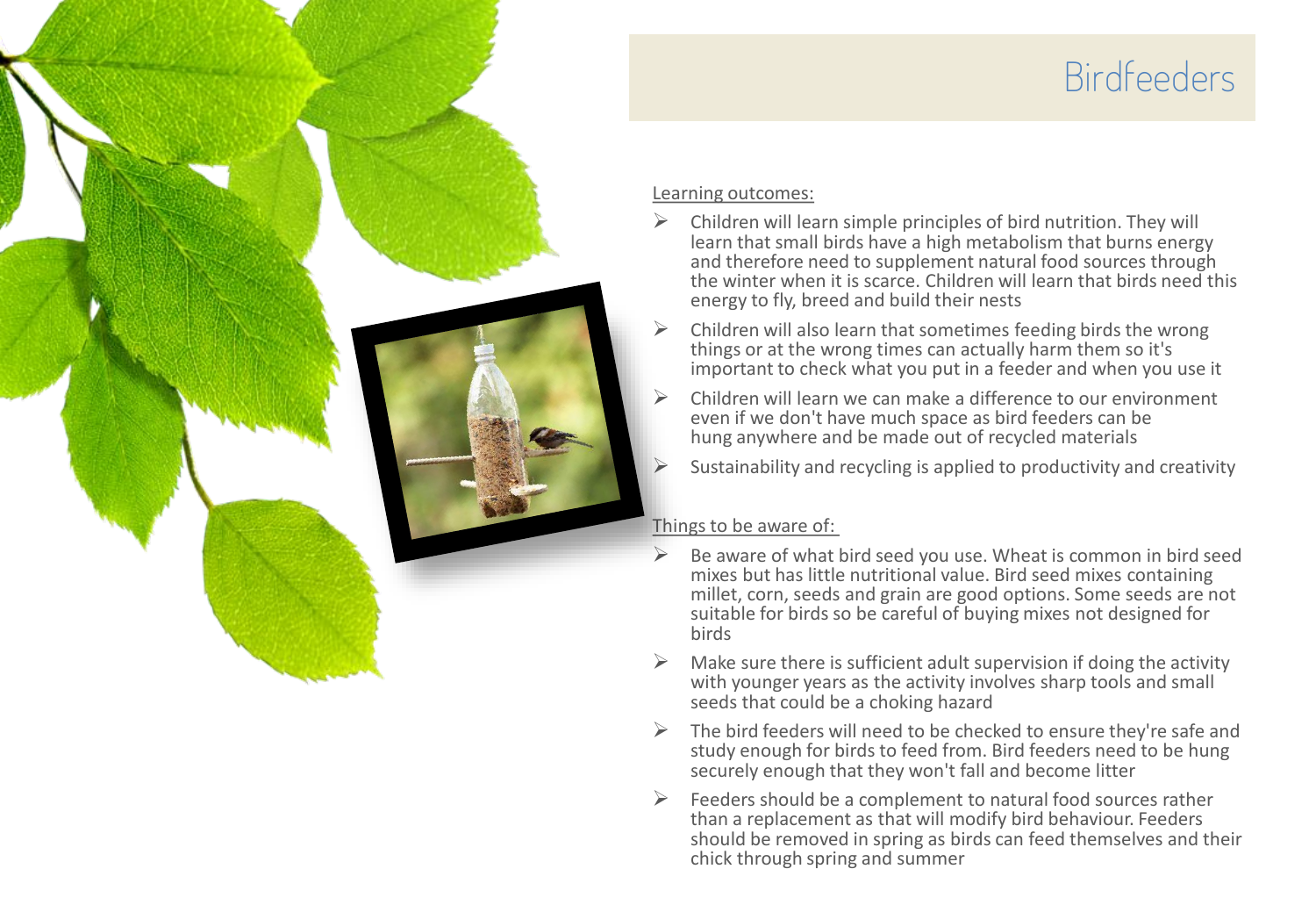# Birdfeeders

Learning outcomes:

- Children will learn simple principles of bird nutrition. They will learn that small birds have a high metabolism that burns energy and therefore need to supplement natural food sources through the winter when it is scarce. Children will learn that birds need this energy to fly, breed and build their nests
- Children will also learn that sometimes feeding birds the wrong things or at the wrong times can actually harm them so it's important to check what you put in a feeder and when you use it
- Children will learn we can make a difference to our environment even if we don't have much space as bird feeders can be hung anywhere and be made out of recycled materials
- Sustainability and recycling is applied to productivity and creativity

Things to be aware of:

- Be aware of what bird seed you use. Wheat is common in bird seed mixes but has little nutritional value. Bird seed mixes containing millet, corn, seeds and grain are good options. Some seeds are not suitable for birds so be careful of buying mixes not designed for birds
- Make sure there is sufficient adult supervision if doing the activity with younger years as the activity involves sharp tools and small seeds that could be a choking hazard
- The bird feeders will need to be checked to ensure they're safe and study enough for birds to feed from. Bird feeders need to be hung securely enough that they won't fall and become litter
- Feeders should be a complement to natural food sources rather than a replacement as that will modify bird behaviour. Feeders should be removed in spring as birds can feed themselves and their chick through spring and summer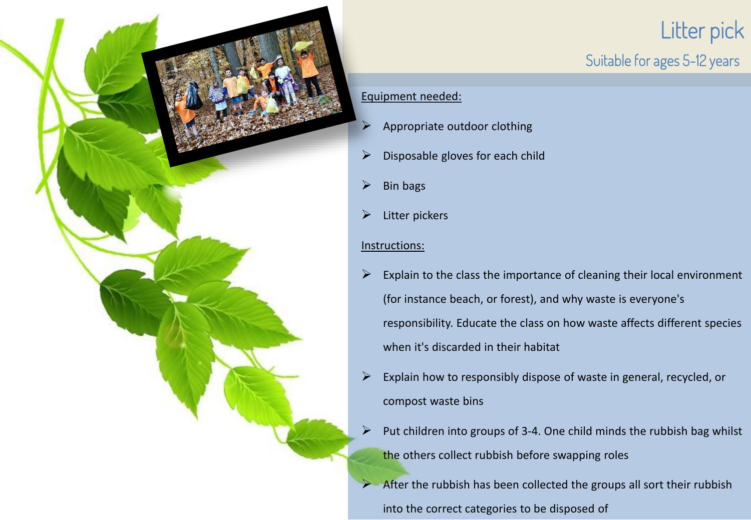# Litter pick

## Suitable for ages 5-12 years

Equipment needed:

- Appropriate outdoor clothing
- Disposable gloves for each child
- Bin bags
- Litter pickers

Instructions:

- Explain to the class the importance of cleaning their local environment (for instance beach, or forest), and why waste is everyone's responsibility. Educate the class on how waste affects different species when it's discarded in their habitat
- Explain how to responsibly dispose of waste in general, recycled, or compost waste bins
- Put children into groups of 3-4. One child minds the rubbish bag whilst the others collect rubbish before swapping roles
- After the rubbish has been collected the groups all sort their rubbish into the correct categories to be disposed of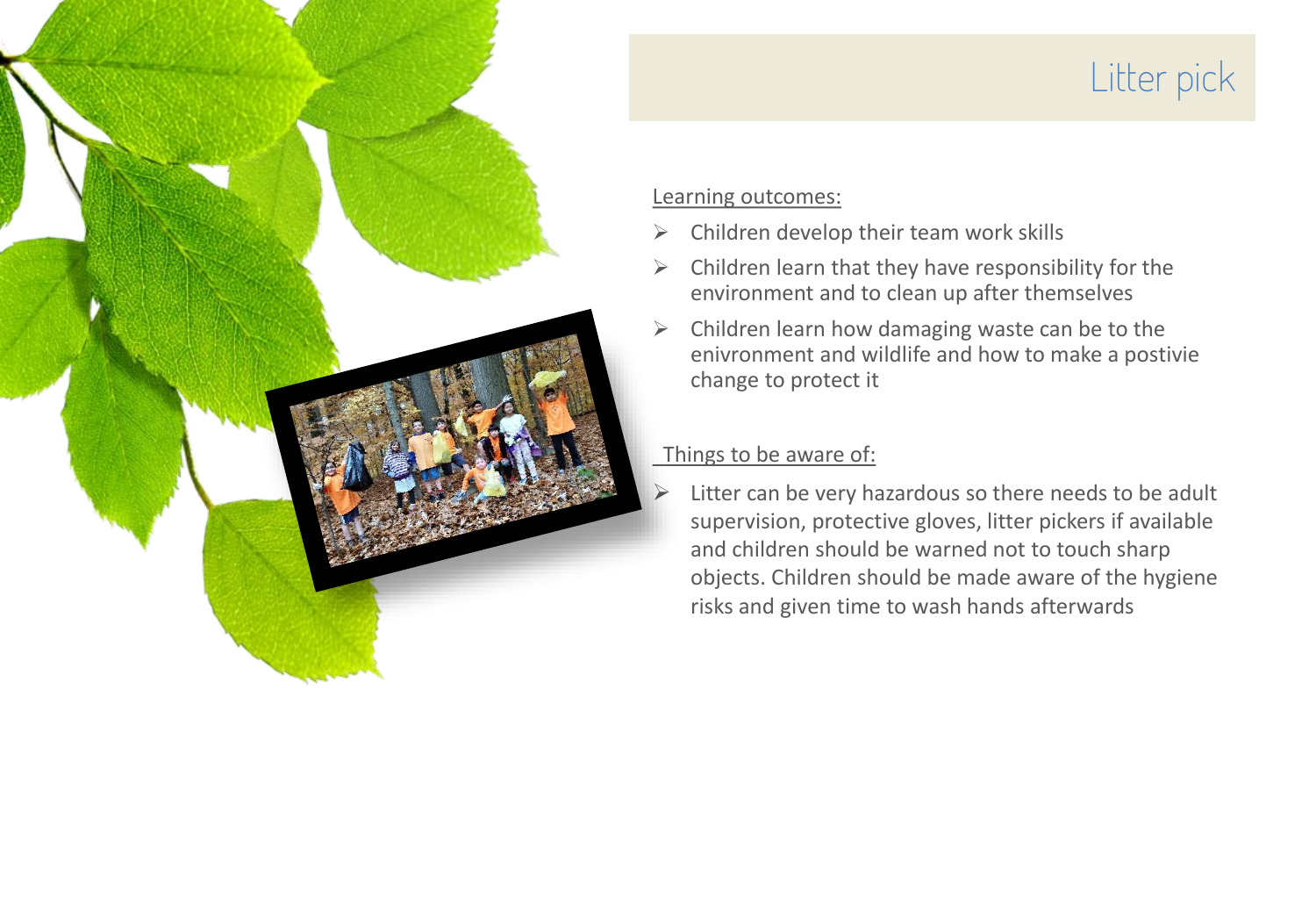# Litter pick

Learning outcomes:

- Children develop their team work skills
- Children learn that they have responsibility for the environment and to clean up after themselves
- Children learn how damaging waste can be to the enivronment and wildlife and how to make a postivie change to protect it

Things to be aware of:

- Litter can be very hazardous so there needs to be adult supervision, protective gloves, litter pickers if available and children should be warned not to touch sharp objects. Children should be made aware of the hygiene risks and given time to wash hands afterwards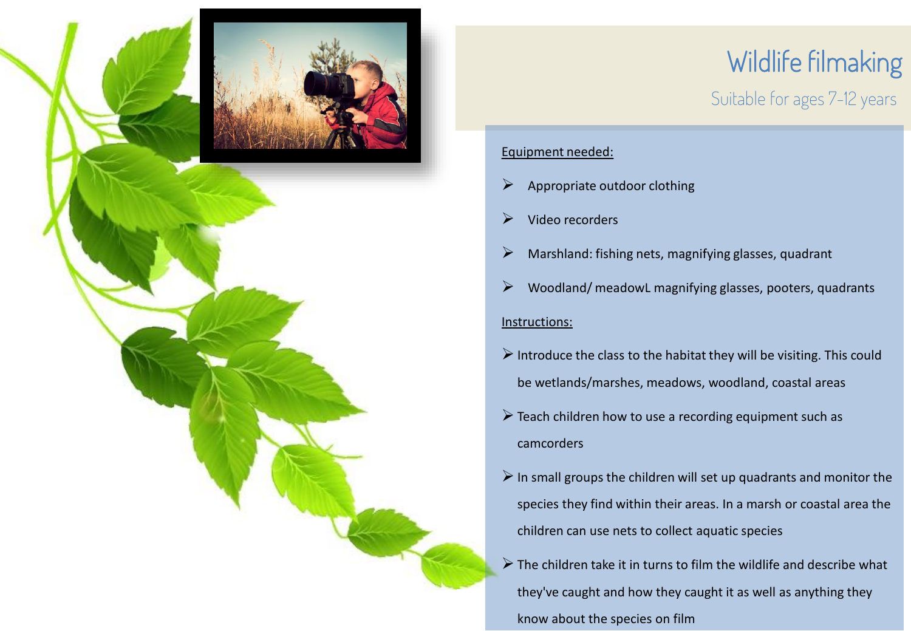# Wildlife filmaking

## Suitable for ages 7-12 years

Equipment needed:

- Appropriate outdoor clothing
- Video recorders
- Marshland: fishing nets, magnifying glasses, quadrant
- Woodland/ meadowL magnifying glasses, pooters, quadrants

Instructions:

- Introduce the class to the habitat they will be visiting. This could be wetlands/marshes, meadows, woodland, coastal areas
- Teach children how to use a recording equipment such as camcorders
- In small groups the children will set up quadrants and monitor the species they find within their areas. In a marsh or coastal area the children can use nets to collect aquatic species
- The children take it in turns to film the wildlife and describe what they've caught and how they caught it as well as anything they know about the species on film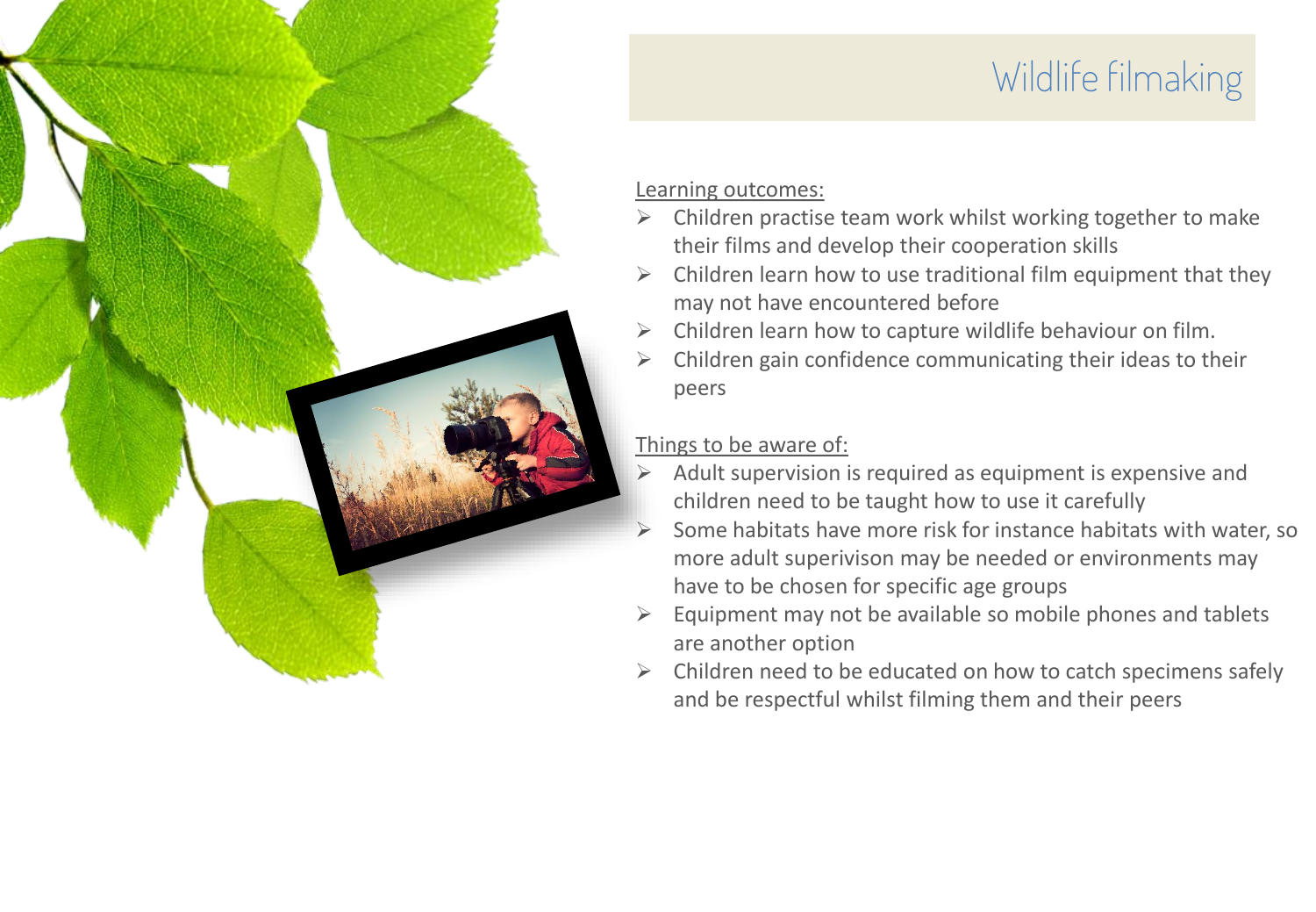# Wildlife filmaking

Learning outcomes:

- Children practise team work whilst working together to make their films and develop their cooperation skills
- Children learn how to use traditional film equipment that they may not have encountered before
- Children learn how to capture wildlife behaviour on film.
- Children gain confidence communicating their ideas to their peers

Things to be aware of:

- Adult supervision is required as equipment is expensive and children need to be taught how to use it carefully
- Some habitats have more risk for instance habitats with water, so more adult superivison may be needed or environments may have to be chosen for specific age groups
- Equipment may not be available so mobile phones and tablets are another option
- Children need to be educated on how to catch specimens safely and be respectful whilst filming them and their peers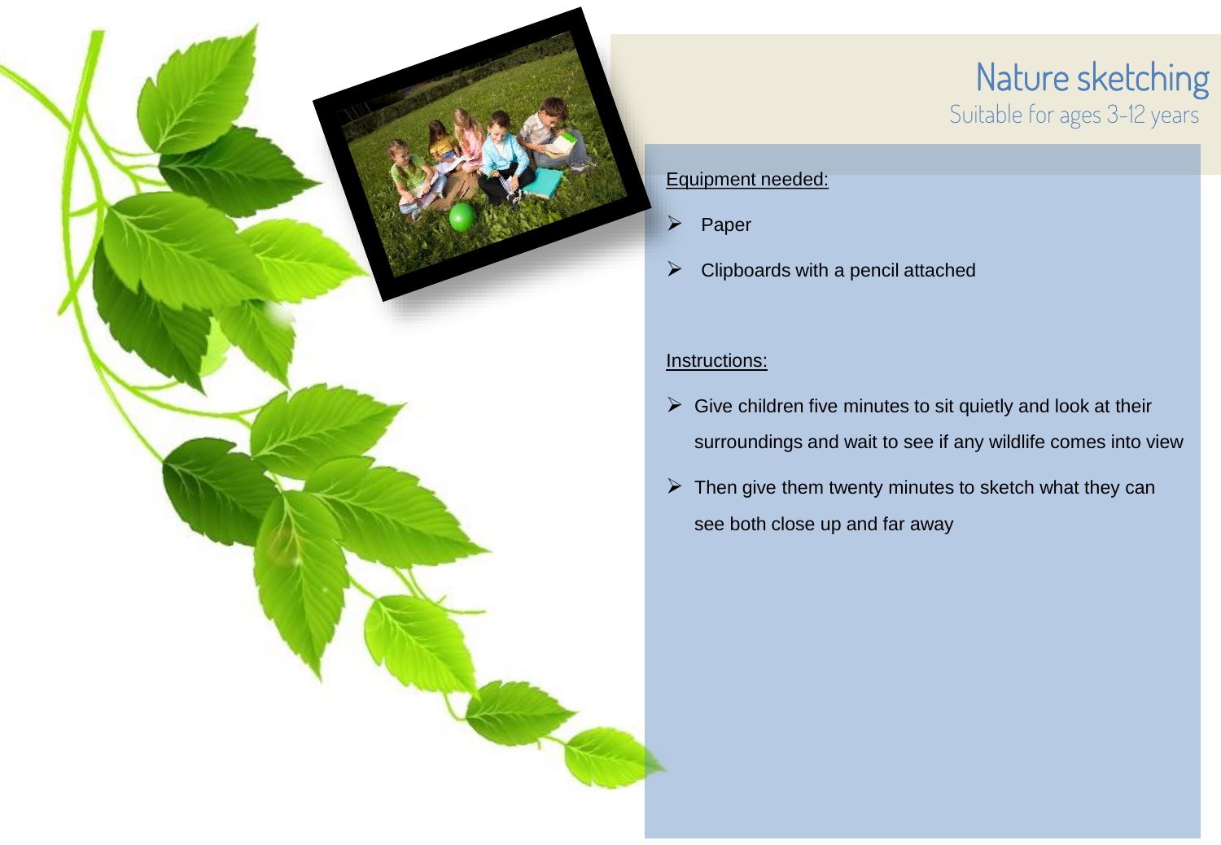# Nature sketching

Suitable for ages 3-12 years

Equipment needed:

- Paper
- Clipboards with a pencil attached

Instructions:

- Give children five minutes to sit quietly and look at their surroundings and wait to see if any wildlife comes into view
- Then give them twenty minutes to sketch what they can see both close up and far away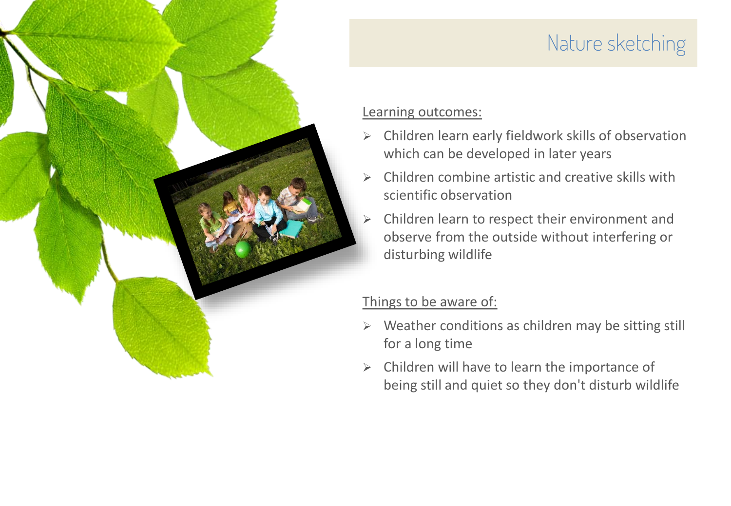# Nature sketching

Learning outcomes:

- Children learn early fieldwork skills of observation which can be developed in later years
- Children combine artistic and creative skills with scientific observation
- Children learn to respect their environment and observe from the outside without interfering or disturbing wildlife

Things to be aware of:

- Weather conditions as children may be sitting still for a long time
- Children will have to learn the importance of being still and quiet so they don't disturb wildlife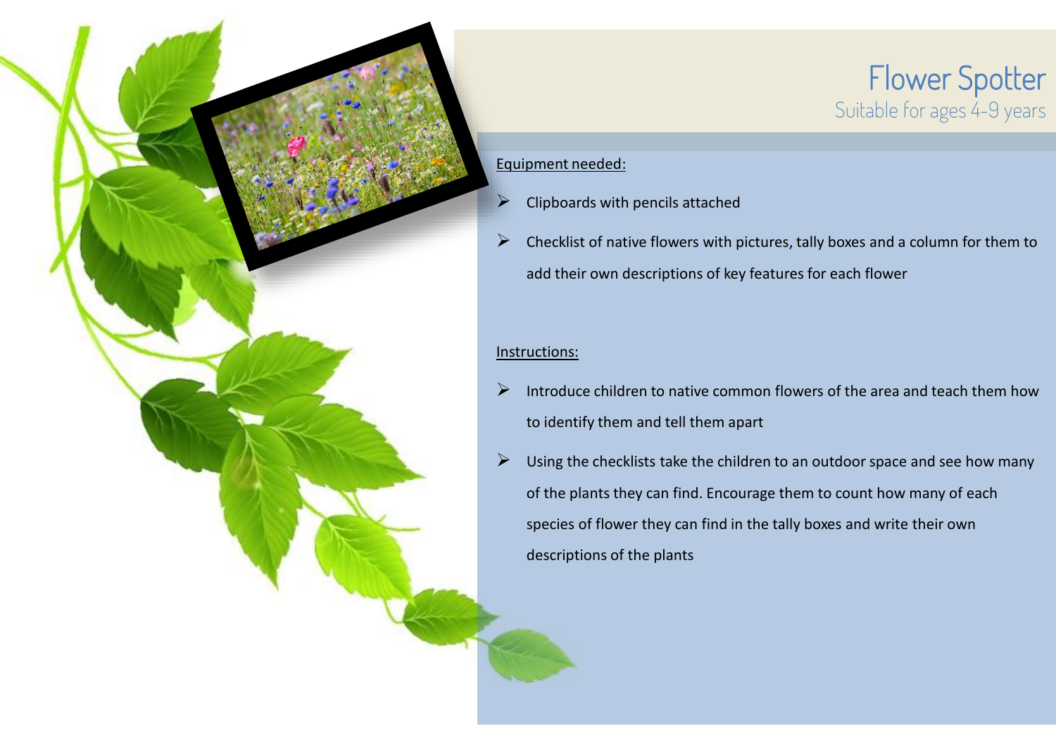# Flower Spotter

Suitable for ages 4-9 years

Equipment needed:

- Clipboards with pencils attached
- Checklist of native flowers with pictures, tally boxes and a column for them to add their own descriptions of key features for each flower

Instructions:

- Introduce children to native common flowers of the area and teach them how to identify them and tell them apart
- Using the checklists take the children to an outdoor space and see how many of the plants they can find. Encourage them to count how many of each species of flower they can find in the tally boxes and write their own descriptions of the plants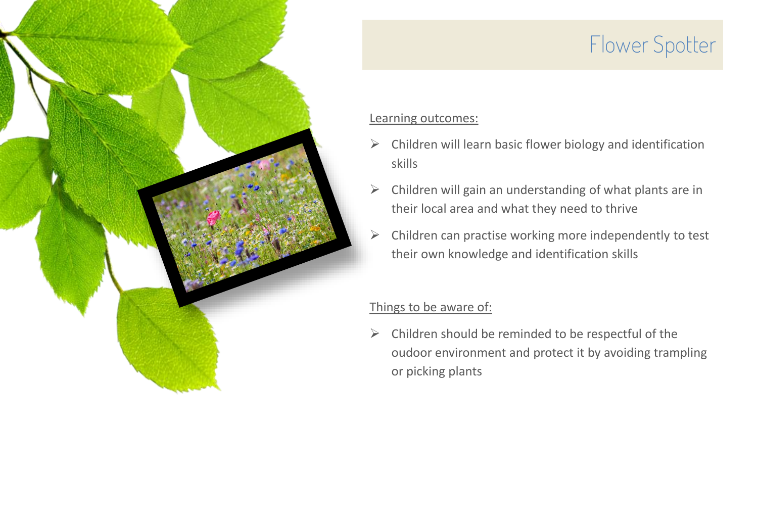# Flower Spotter

Learning outcomes:

- Children will learn basic flower biology and identification skills
- Children will gain an understanding of what plants are in their local area and what they need to thrive
- Children can practise working more independently to test their own knowledge and identification skills

Things to be aware of:

- Children should be reminded to be respectful of the oudoor environment and protect it by avoiding trampling or picking plants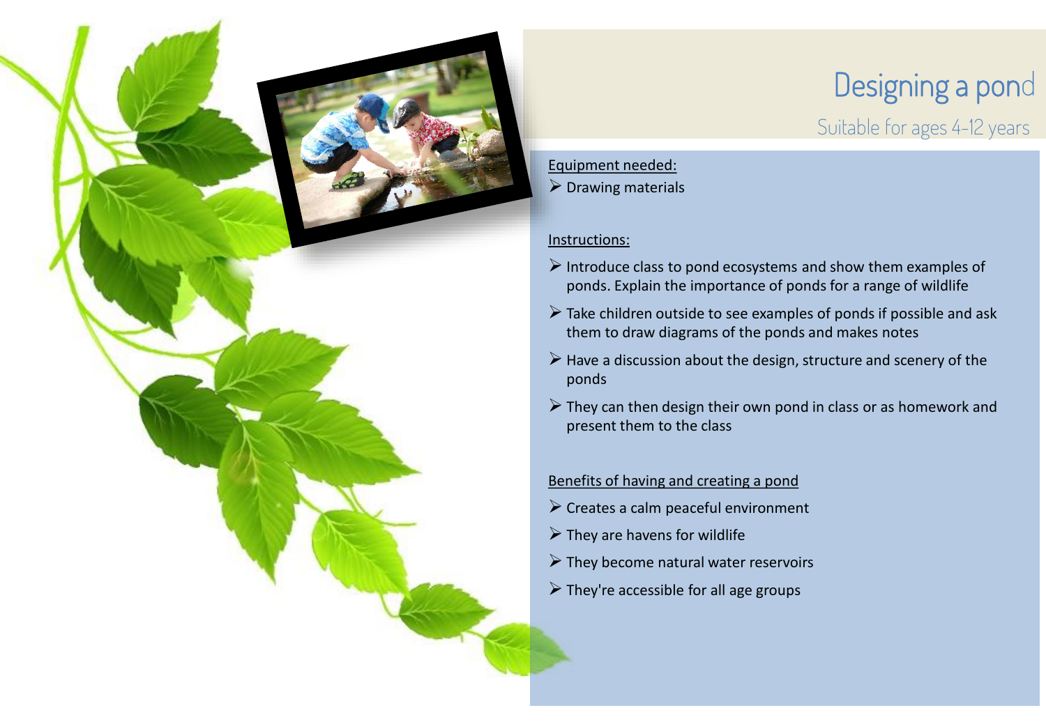# Designing a pond

Suitable for ages 4-12 years

Equipment needed:

- Drawing materials

Instructions:

- Introduce class to pond ecosystems and show them examples of ponds. Explain the importance of ponds for a range of wildlife
- Take children outside to see examples of ponds if possible and ask them to draw diagrams of the ponds and makes notes
- Have a discussion about the design, structure and scenery of the ponds
- They can then design their own pond in class or as homework and present them to the class

Benefits of having and creating a pond

- Creates a calm peaceful environment
- They are havens for wildlife
- They become natural water reservoirs
- They're accessible for all age groups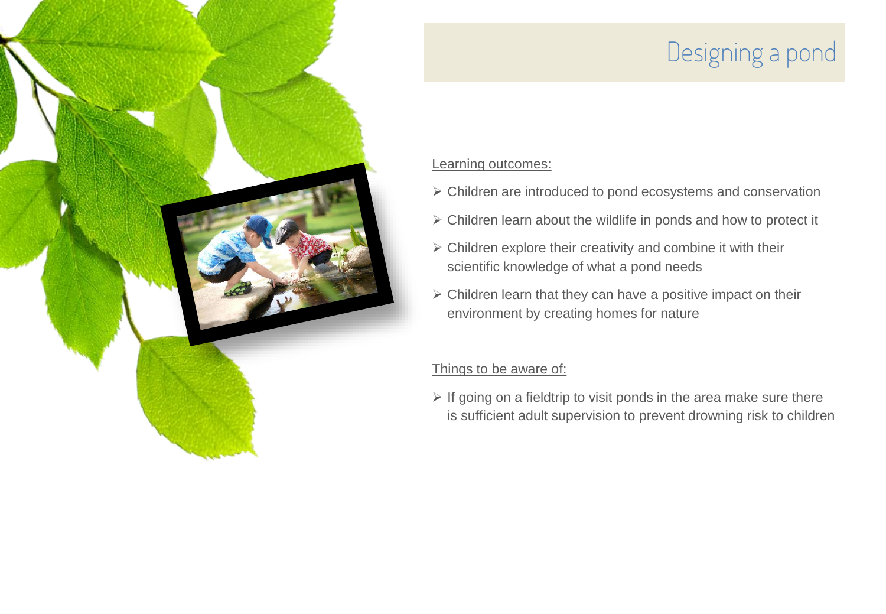# Designing a pond

Learning outcomes:

- Children are introduced to pond ecosystems and conservation
- Children learn about the wildlife in ponds and how to protect it
- Children explore their creativity and combine it with their scientific knowledge of what a pond needs
- Children learn that they can have a positive impact on their environment by creating homes for nature

Things to be aware of:

- If going on a fieldtrip to visit ponds in the area make sure there is sufficient adult supervision to prevent drowning risk to children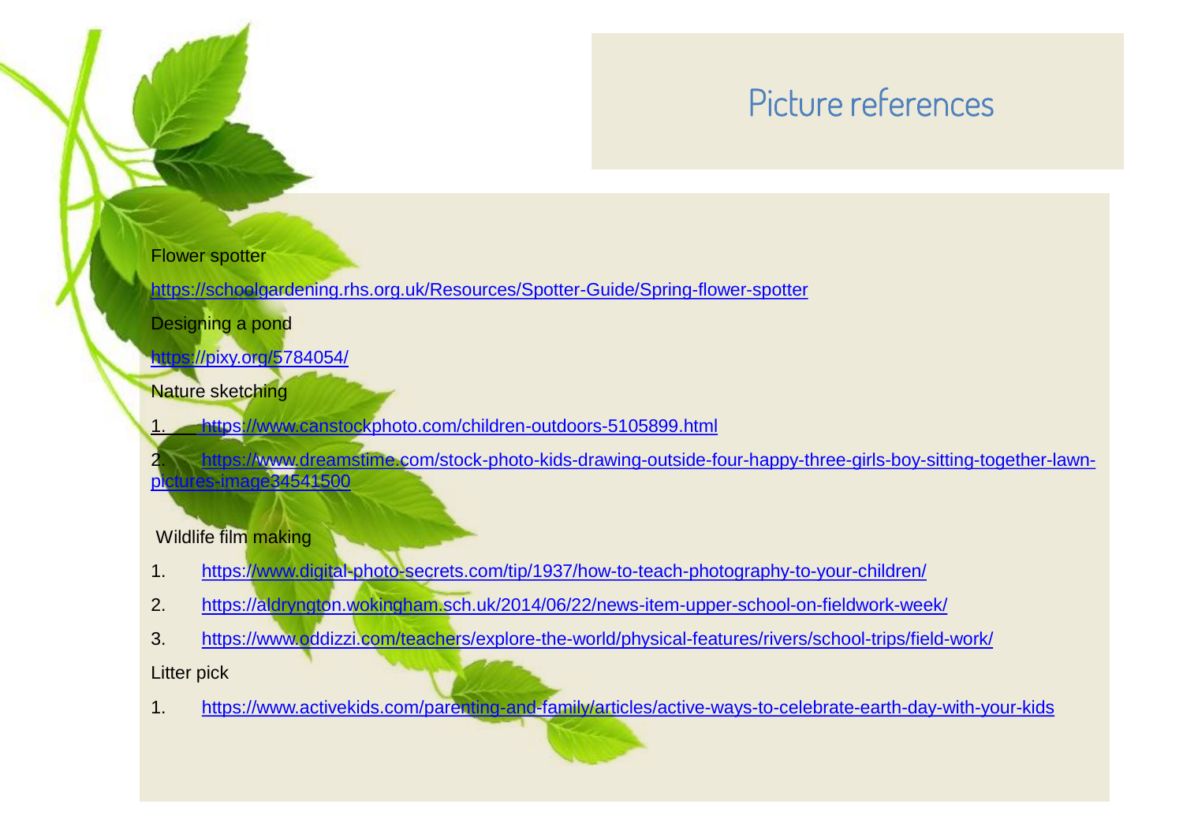# Picture references

Flower spotter

https://schoolgardening.rhs.org.uk/Resources/Spotter-Guide/Spring-flower-spotter

Designing a pond

https://pixy.org/5784054/

Nature sketching

1. https://www.canstockphoto.com/children-outdoors-5105899.html
2. https://www.dreamstime.com/stock-photo-kids-drawing-outside-four-happy-three-girls-boy-sitting-together-lawn-pictures-image34541500

Wildlife film making

1. https://www.digital-photo-secrets.com/tip/1937/how-to-teach-photography-to-your-children/
2. https://aldryngton.wokingham.sch.uk/2014/06/22/news-item-upper-school-on-fieldwork-week/
3. https://www.oddizzi.com/teachers/explore-the-world/physical-features/rivers/school-trips/field-work/

Litter pick

1. https://www.activekids.com/parenting-and-family/articles/active-ways-to-celebrate-earth-day-with-your-kids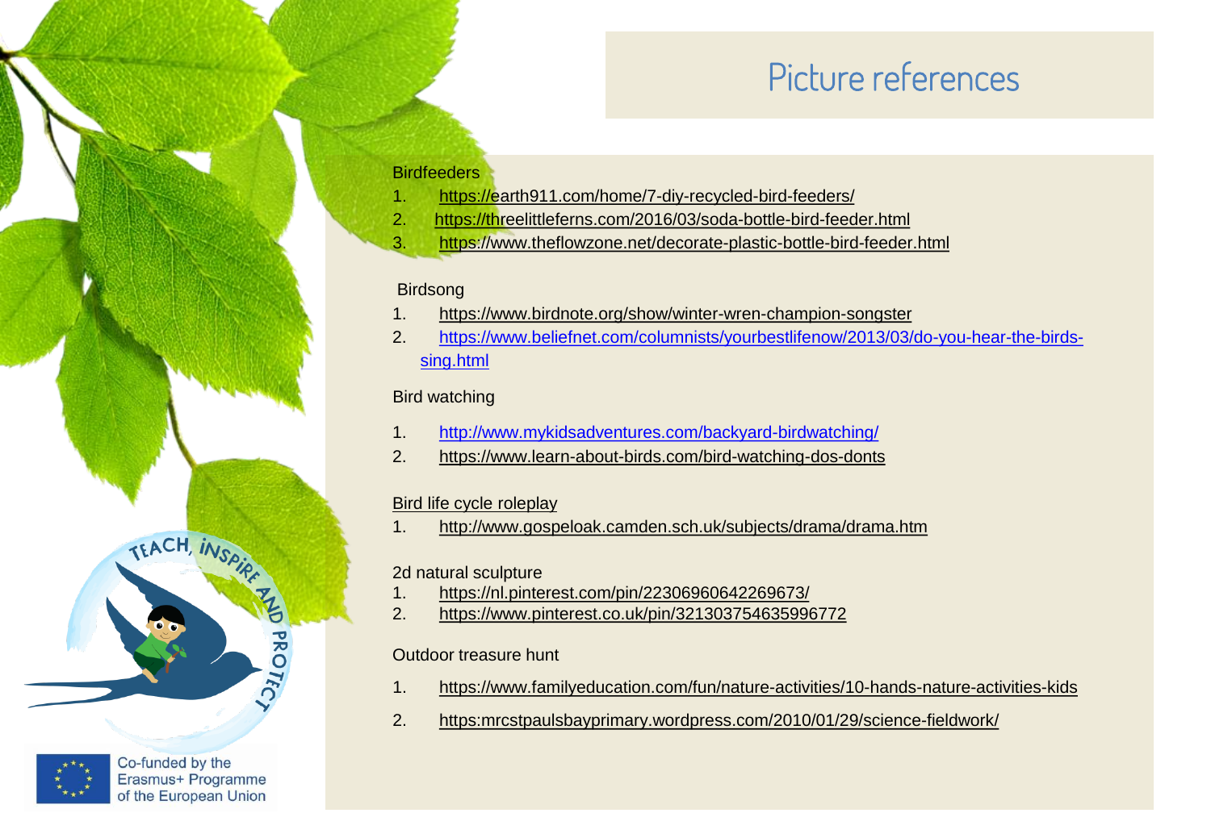# Picture references

Birdfeeders

1. https://earth911.com/home/7-diy-recycled-bird-feeders/
2. https://threelittleferns.com/2016/03/soda-bottle-bird-feeder.html
3. https://www.theflowzone.net/decorate-plastic-bottle-bird-feeder.html

Birdsong

1. https://www.birdnote.org/show/winter-wren-champion-songster
2. https://www.beliefnet.com/columnists/yourbestlifenow/2013/03/do-you-hear-the-birds-sing.html

Bird watching

1. http://www.mykidsadventures.com/backyard-birdwatching/
2. https://www.learn-about-birds.com/bird-watching-dos-donts

Bird life cycle roleplay

1. http://www.gospeloak.camden.sch.uk/subjects/drama/drama.htm

2d natural sculpture

1. https://nl.pinterest.com/pin/22306960642269673/
2. https://www.pinterest.co.uk/pin/321303754635996772

Outdoor treasure hunt

1. https://www.familyeducation.com/fun/nature-activities/10-hands-nature-activities-kids
2. https:mrcstpaulsbayprimary.wordpress.com/2010/01/29/science-fieldwork/

TEACH, INSPIRE AND PROTECT

Co-funded by the Erasmus+ Programme of the European Union